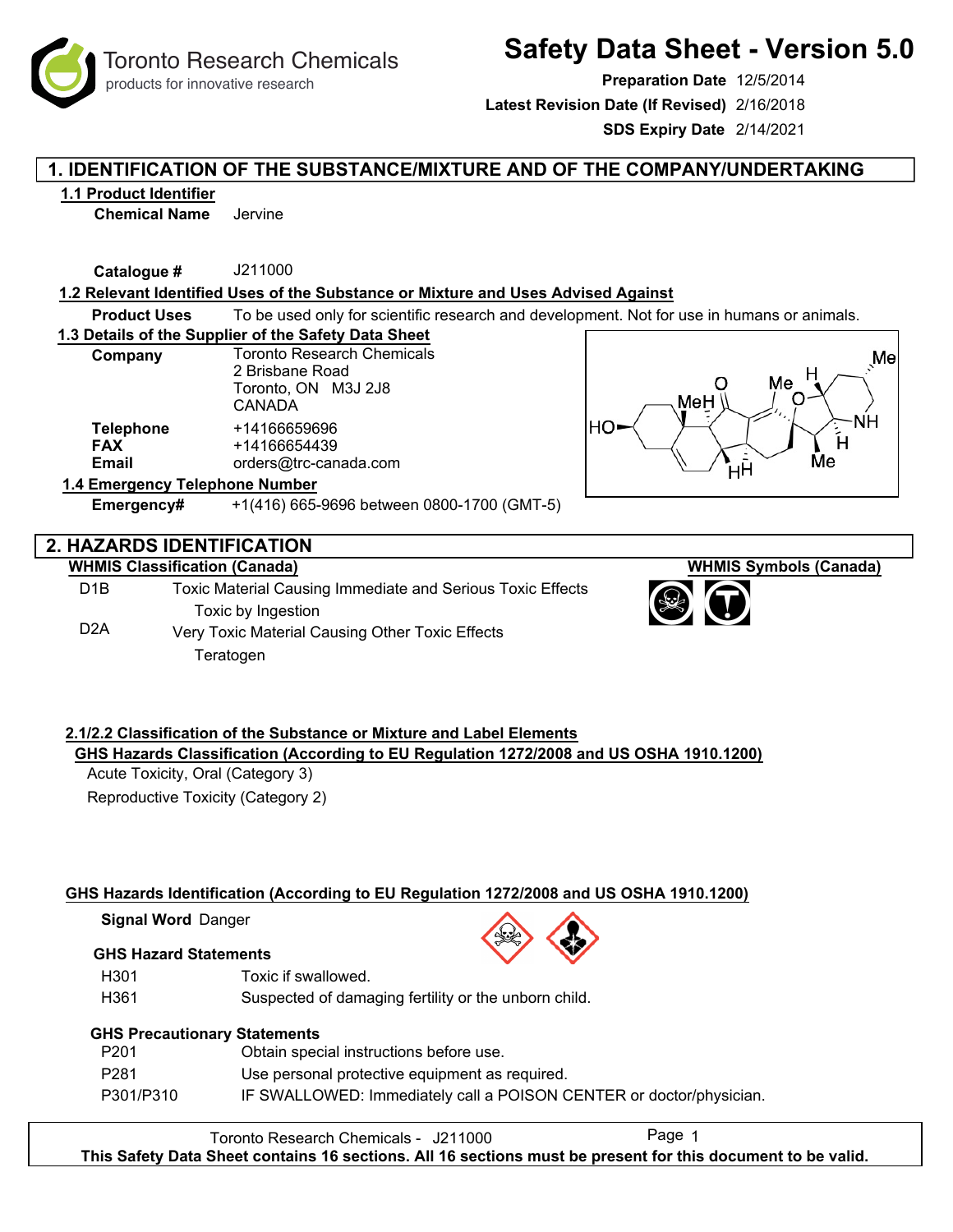# Safety Data Sheet - Version 5.0

Toronto Research Chemicals
products for innovative research

**Preparation Date** 12/5/2014
**Latest Revision Date (If Revised)** 2/16/2018
**SDS Expiry Date** 2/14/2021

## 1. IDENTIFICATION OF THE SUBSTANCE/MIXTURE AND OF THE COMPANY/UNDERTAKING

### 1.1 Product Identifier

**Chemical Name** Jervine

**Catalogue #** J211000

### 1.2 Relevant Identified Uses of the Substance or Mixture and Uses Advised Against

**Product Uses** To be used only for scientific research and development. Not for use in humans or animals.

### 1.3 Details of the Supplier of the Safety Data Sheet

**Company** Toronto Research Chemicals
2 Brisbane Road
Toronto, ON M3J 2J8
CANADA

**Telephone** +14166659696
**FAX** +14166654439
**Email** orders@trc-canada.com

### 1.4 Emergency Telephone Number

**Emergency#** +1(416) 665-9696 between 0800-1700 (GMT-5)

## 2. HAZARDS IDENTIFICATION

**WHMIS Classification (Canada)**

**WHMIS Symbols (Canada)**

D1B Toxic Material Causing Immediate and Serious Toxic Effects
Toxic by Ingestion

D2A Very Toxic Material Causing Other Toxic Effects
Teratogen

### 2.1/2.2 Classification of the Substance or Mixture and Label Elements

**GHS Hazards Classification (According to EU Regulation 1272/2008 and US OSHA 1910.1200)**

Acute Toxicity, Oral (Category 3)
Reproductive Toxicity (Category 2)

**GHS Hazards Identification (According to EU Regulation 1272/2008 and US OSHA 1910.1200)**

**Signal Word** Danger

**GHS Hazard Statements**

| | |
|---|---|
| H301 | Toxic if swallowed. |
| H361 | Suspected of damaging fertility or the unborn child. |

**GHS Precautionary Statements**

| | |
|---|---|
| P201 | Obtain special instructions before use. |
| P281 | Use personal protective equipment as required. |
| P301/P310 | IF SWALLOWED: Immediately call a POISON CENTER or doctor/physician. |

Toronto Research Chemicals - J211000

**This Safety Data Sheet contains 16 sections. All 16 sections must be present for this document to be valid.**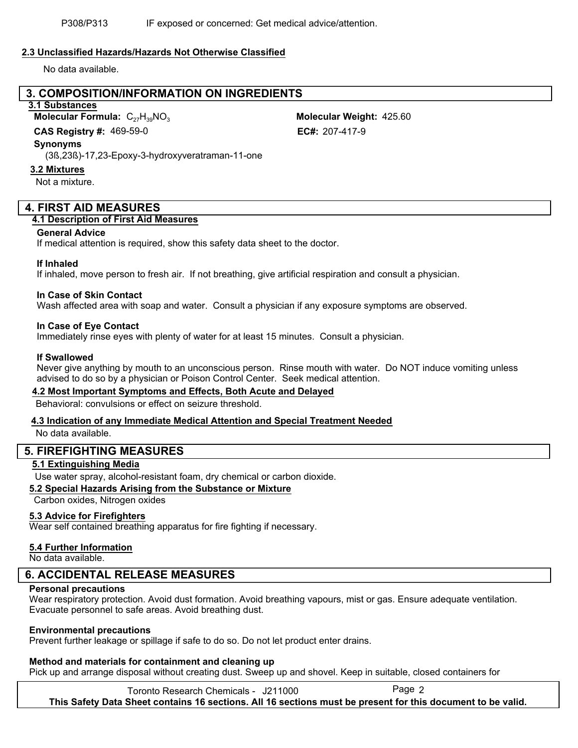P308/P313 IF exposed or concerned: Get medical advice/attention.

### 2.3 Unclassified Hazards/Hazards Not Otherwise Classified

No data available.

## 3. COMPOSITION/INFORMATION ON INGREDIENTS

### 3.1 Substances

**Molecular Formula:** $C_{27}H_{39}NO_3$

**Molecular Weight:** 425.60

**CAS Registry #:** 469-59-0

**EC#:** 207-417-9

**Synonyms**

(3ß,23ß)-17,23-Epoxy-3-hydroxyveratraman-11-one

### 3.2 Mixtures

Not a mixture.

## 4. FIRST AID MEASURES

### 4.1 Description of First Aid Measures

**General Advice**

If medical attention is required, show this safety data sheet to the doctor.

**If Inhaled**

If inhaled, move person to fresh air. If not breathing, give artificial respiration and consult a physician.

**In Case of Skin Contact**

Wash affected area with soap and water. Consult a physician if any exposure symptoms are observed.

**In Case of Eye Contact**

Immediately rinse eyes with plenty of water for at least 15 minutes. Consult a physician.

**If Swallowed**

Never give anything by mouth to an unconscious person. Rinse mouth with water. Do NOT induce vomiting unless advised to do so by a physician or Poison Control Center. Seek medical attention.

### 4.2 Most Important Symptoms and Effects, Both Acute and Delayed

Behavioral: convulsions or effect on seizure threshold.

### 4.3 Indication of any Immediate Medical Attention and Special Treatment Needed

No data available.

## 5. FIREFIGHTING MEASURES

### 5.1 Extinguishing Media

Use water spray, alcohol-resistant foam, dry chemical or carbon dioxide.

### 5.2 Special Hazards Arising from the Substance or Mixture

Carbon oxides, Nitrogen oxides

### 5.3 Advice for Firefighters

Wear self contained breathing apparatus for fire fighting if necessary.

### 5.4 Further Information

No data available.

## 6. ACCIDENTAL RELEASE MEASURES

**Personal precautions**

Wear respiratory protection. Avoid dust formation. Avoid breathing vapours, mist or gas. Ensure adequate ventilation. Evacuate personnel to safe areas. Avoid breathing dust.

**Environmental precautions**

Prevent further leakage or spillage if safe to do so. Do not let product enter drains.

**Method and materials for containment and cleaning up**

Pick up and arrange disposal without creating dust. Sweep up and shovel. Keep in suitable, closed containers for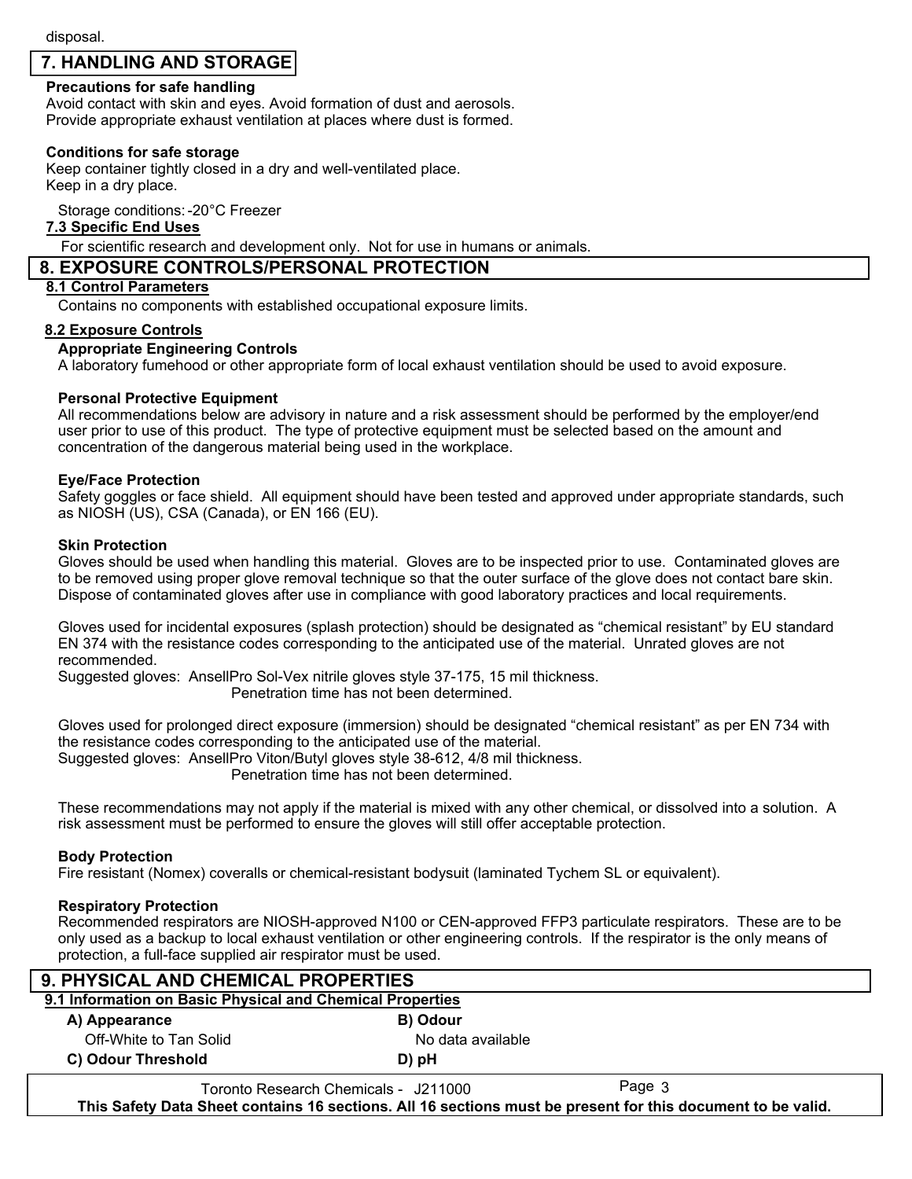disposal.

## 7. HANDLING AND STORAGE

**Precautions for safe handling**

Avoid contact with skin and eyes. Avoid formation of dust and aerosols.
Provide appropriate exhaust ventilation at places where dust is formed.

**Conditions for safe storage**

Keep container tightly closed in a dry and well-ventilated place.
Keep in a dry place.

Storage conditions: -20°C Freezer

### 7.3 Specific End Uses

For scientific research and development only. Not for use in humans or animals.

## 8. EXPOSURE CONTROLS/PERSONAL PROTECTION

### 8.1 Control Parameters

Contains no components with established occupational exposure limits.

### 8.2 Exposure Controls

**Appropriate Engineering Controls**

A laboratory fumehood or other appropriate form of local exhaust ventilation should be used to avoid exposure.

**Personal Protective Equipment**

All recommendations below are advisory in nature and a risk assessment should be performed by the employer/end user prior to use of this product. The type of protective equipment must be selected based on the amount and concentration of the dangerous material being used in the workplace.

**Eye/Face Protection**

Safety goggles or face shield. All equipment should have been tested and approved under appropriate standards, such as NIOSH (US), CSA (Canada), or EN 166 (EU).

**Skin Protection**

Gloves should be used when handling this material. Gloves are to be inspected prior to use. Contaminated gloves are to be removed using proper glove removal technique so that the outer surface of the glove does not contact bare skin. Dispose of contaminated gloves after use in compliance with good laboratory practices and local requirements.

Gloves used for incidental exposures (splash protection) should be designated as “chemical resistant” by EU standard EN 374 with the resistance codes corresponding to the anticipated use of the material. Unrated gloves are not recommended.
Suggested gloves: AnsellPro Sol-Vex nitrile gloves style 37-175, 15 mil thickness.
Penetration time has not been determined.

Gloves used for prolonged direct exposure (immersion) should be designated “chemical resistant” as per EN 734 with the resistance codes corresponding to the anticipated use of the material.
Suggested gloves: AnsellPro Viton/Butyl gloves style 38-612, 4/8 mil thickness.
Penetration time has not been determined.

These recommendations may not apply if the material is mixed with any other chemical, or dissolved into a solution. A risk assessment must be performed to ensure the gloves will still offer acceptable protection.

**Body Protection**

Fire resistant (Nomex) coveralls or chemical-resistant bodysuit (laminated Tychem SL or equivalent).

**Respiratory Protection**

Recommended respirators are NIOSH-approved N100 or CEN-approved FFP3 particulate respirators. These are to be only used as a backup to local exhaust ventilation or other engineering controls. If the respirator is the only means of protection, a full-face supplied air respirator must be used.

## 9. PHYSICAL AND CHEMICAL PROPERTIES

### 9.1 Information on Basic Physical and Chemical Properties

**A) Appearance**
Off-White to Tan Solid

**B) Odour**
No data available

**C) Odour Threshold**

**D) pH**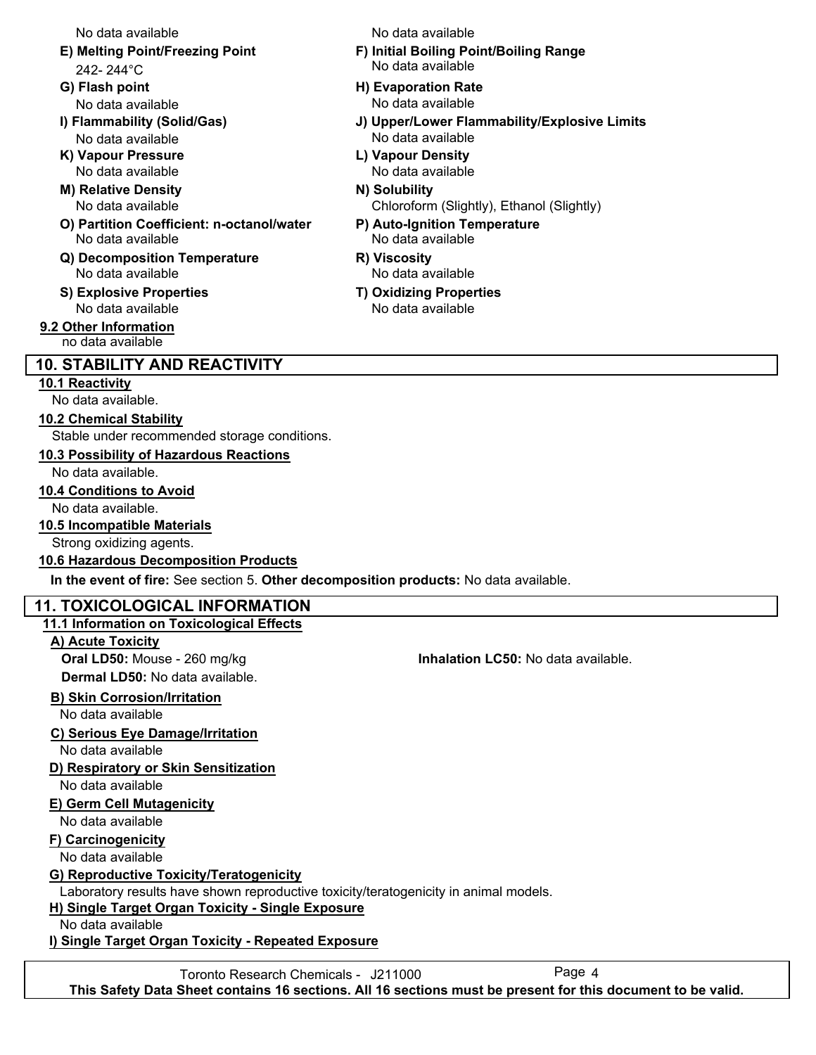No data available

No data available

**E) Melting Point/Freezing Point**
242- 244°C

**F) Initial Boiling Point/Boiling Range**
No data available

**G) Flash point**
No data available

**H) Evaporation Rate**
No data available

**I) Flammability (Solid/Gas)**
No data available

**J) Upper/Lower Flammability/Explosive Limits**
No data available

**K) Vapour Pressure**
No data available

**L) Vapour Density**
No data available

**M) Relative Density**
No data available

**N) Solubility**
Chloroform (Slightly), Ethanol (Slightly)

**O) Partition Coefficient: n-octanol/water**
No data available

**P) Auto-Ignition Temperature**
No data available

**Q) Decomposition Temperature**
No data available

**R) Viscosity**
No data available

**S) Explosive Properties**
No data available

**T) Oxidizing Properties**
No data available

**9.2 Other Information**
no data available

## 10. STABILITY AND REACTIVITY

**10.1 Reactivity**
No data available.

**10.2 Chemical Stability**
Stable under recommended storage conditions.

**10.3 Possibility of Hazardous Reactions**
No data available.

**10.4 Conditions to Avoid**
No data available.

**10.5 Incompatible Materials**
Strong oxidizing agents.

**10.6 Hazardous Decomposition Products**
**In the event of fire:** See section 5. **Other decomposition products:** No data available.

## 11. TOXICOLOGICAL INFORMATION

**11.1 Information on Toxicological Effects**

**A) Acute Toxicity**
**Oral LD50:** Mouse - 260 mg/kg
**Inhalation LC50:** No data available.
**Dermal LD50:** No data available.

**B) Skin Corrosion/Irritation**
No data available

**C) Serious Eye Damage/Irritation**
No data available

**D) Respiratory or Skin Sensitization**
No data available

**E) Germ Cell Mutagenicity**
No data available

**F) Carcinogenicity**
No data available

**G) Reproductive Toxicity/Teratogenicity**
Laboratory results have shown reproductive toxicity/teratogenicity in animal models.

**H) Single Target Organ Toxicity - Single Exposure**
No data available

**I) Single Target Organ Toxicity - Repeated Exposure**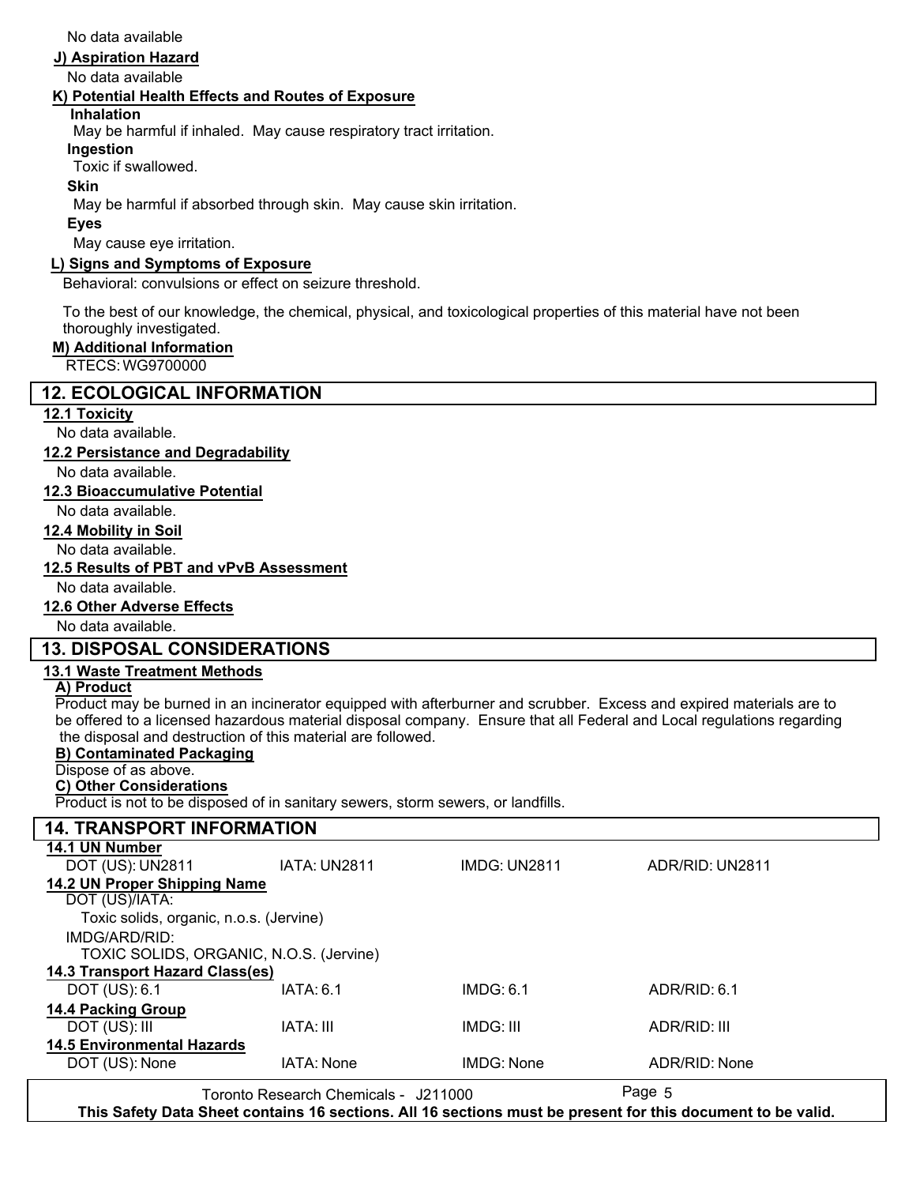No data available

**J) Aspiration Hazard**

No data available

**K) Potential Health Effects and Routes of Exposure**

**Inhalation**

May be harmful if inhaled. May cause respiratory tract irritation.

**Ingestion**

Toxic if swallowed.

**Skin**

May be harmful if absorbed through skin. May cause skin irritation.

**Eyes**

May cause eye irritation.

**L) Signs and Symptoms of Exposure**

Behavioral: convulsions or effect on seizure threshold.

To the best of our knowledge, the chemical, physical, and toxicological properties of this material have not been thoroughly investigated.

**M) Additional Information**

RTECS: WG9700000

## 12. ECOLOGICAL INFORMATION

**12.1 Toxicity**

No data available.

**12.2 Persistance and Degradability**

No data available.

**12.3 Bioaccumulative Potential**

No data available.

**12.4 Mobility in Soil**

No data available.

**12.5 Results of PBT and vPvB Assessment**

No data available.

**12.6 Other Adverse Effects**

No data available.

## 13. DISPOSAL CONSIDERATIONS

**13.1 Waste Treatment Methods**

**A) Product**

Product may be burned in an incinerator equipped with afterburner and scrubber. Excess and expired materials are to be offered to a licensed hazardous material disposal company. Ensure that all Federal and Local regulations regarding the disposal and destruction of this material are followed.

**B) Contaminated Packaging**

Dispose of as above.

**C) Other Considerations**

Product is not to be disposed of in sanitary sewers, storm sewers, or landfills.

## 14. TRANSPORT INFORMATION

**14.1 UN Number**

| DOT (US): UN2811 | IATA: UN2811 | IMDG: UN2811 | ADR/RID: UN2811 |
|---|---|---|---|

**14.2 UN Proper Shipping Name**

DOT (US)/IATA:

Toxic solids, organic, n.o.s. (Jervine)

IMDG/ARD/RID:

TOXIC SOLIDS, ORGANIC, N.O.S. (Jervine)

**14.3 Transport Hazard Class(es)**

| DOT (US): 6.1 | IATA: 6.1 | IMDG: 6.1 | ADR/RID: 6.1 |
|---|---|---|---|

**14.4 Packing Group**

| DOT (US): III | IATA: III | IMDG: III | ADR/RID: III |
|---|---|---|---|

**14.5 Environmental Hazards**

| DOT (US): None | IATA: None | IMDG: None | ADR/RID: None |
|---|---|---|---|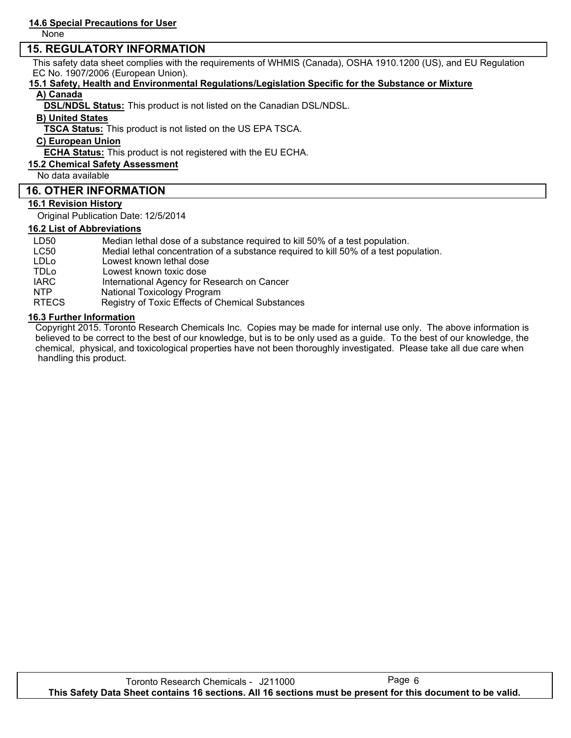**14.6 Special Precautions for User**

None

## 15. REGULATORY INFORMATION

This safety data sheet complies with the requirements of WHMIS (Canada), OSHA 1910.1200 (US), and EU Regulation EC No. 1907/2006 (European Union).

**15.1 Safety, Health and Environmental Regulations/Legislation Specific for the Substance or Mixture**

**A) Canada**

**DSL/NDSL Status:** This product is not listed on the Canadian DSL/NDSL.

**B) United States**

**TSCA Status:** This product is not listed on the US EPA TSCA.

**C) European Union**

**ECHA Status:** This product is not registered with the EU ECHA.

**15.2 Chemical Safety Assessment**

No data available

## 16. OTHER INFORMATION

**16.1 Revision History**

Original Publication Date: 12/5/2014

**16.2 List of Abbreviations**

| | |
|---|---|
| LD50 | Median lethal dose of a substance required to kill 50% of a test population. |
| LC50 | Medial lethal concentration of a substance required to kill 50% of a test population. |
| LDLo | Lowest known lethal dose |
| TDLo | Lowest known toxic dose |
| IARC | International Agency for Research on Cancer |
| NTP | National Toxicology Program |
| RTECS | Registry of Toxic Effects of Chemical Substances |

**16.3 Further Information**

Copyright 2015. Toronto Research Chemicals Inc. Copies may be made for internal use only. The above information is believed to be correct to the best of our knowledge, but is to be only used as a guide. To the best of our knowledge, the chemical, physical, and toxicological properties have not been thoroughly investigated. Please take all due care when handling this product.